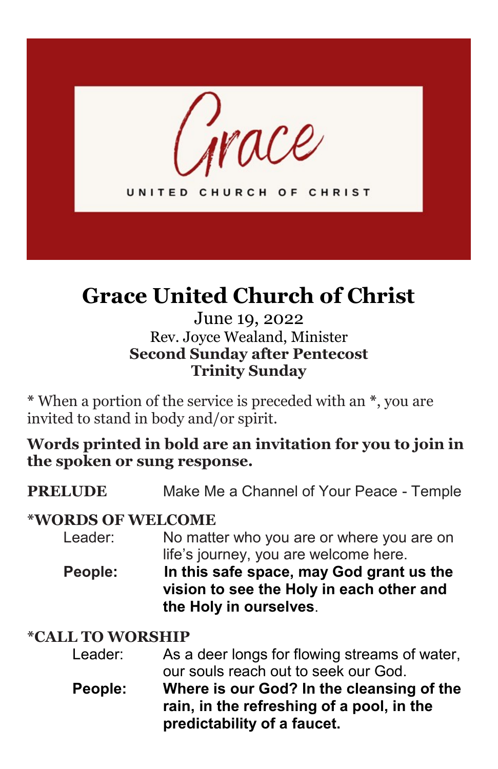Grace

UNITED CHURCH OF CHRIST

# Grace United Church of Christ

June 19, 2022
Rev. Joyce Wealand, Minister
**Second Sunday after Pentecost**
**Trinity Sunday**

* When a portion of the service is preceded with an *, you are invited to stand in body and/or spirit.

**Words printed in bold are an invitation for you to join in the spoken or sung response.**

**PRELUDE** Make Me a Channel of Your Peace - Temple

**\*WORDS OF WELCOME**

Leader: No matter who you are or where you are on life's journey, you are welcome here.

**People: In this safe space, may God grant us the vision to see the Holy in each other and the Holy in ourselves.**

**\*CALL TO WORSHIP**

Leader: As a deer longs for flowing streams of water, our souls reach out to seek our God.

**People: Where is our God? In the cleansing of the rain, in the refreshing of a pool, in the predictability of a faucet.**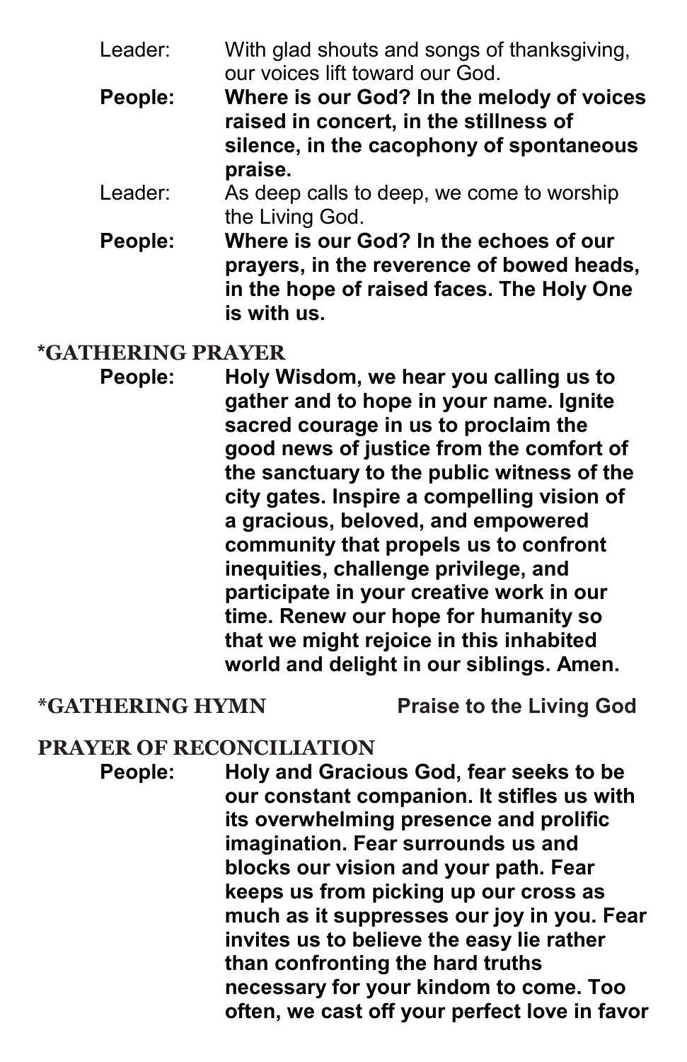Leader: With glad shouts and songs of thanksgiving, our voices lift toward our God.

**People: Where is our God? In the melody of voices raised in concert, in the stillness of silence, in the cacophony of spontaneous praise.**

Leader: As deep calls to deep, we come to worship the Living God.

**People: Where is our God? In the echoes of our prayers, in the reverence of bowed heads, in the hope of raised faces. The Holy One is with us.**

## *GATHERING PRAYER

**People: Holy Wisdom, we hear you calling us to gather and to hope in your name. Ignite sacred courage in us to proclaim the good news of justice from the comfort of the sanctuary to the public witness of the city gates. Inspire a compelling vision of a gracious, beloved, and empowered community that propels us to confront inequities, challenge privilege, and participate in your creative work in our time. Renew our hope for humanity so that we might rejoice in this inhabited world and delight in our siblings. Amen.**

## *GATHERING HYMN — **Praise to the Living God**

## PRAYER OF RECONCILIATION

**People: Holy and Gracious God, fear seeks to be our constant companion. It stifles us with its overwhelming presence and prolific imagination. Fear surrounds us and blocks our vision and your path. Fear keeps us from picking up our cross as much as it suppresses our joy in you. Fear invites us to believe the easy lie rather than confronting the hard truths necessary for your kindom to come. Too often, we cast off your perfect love in favor**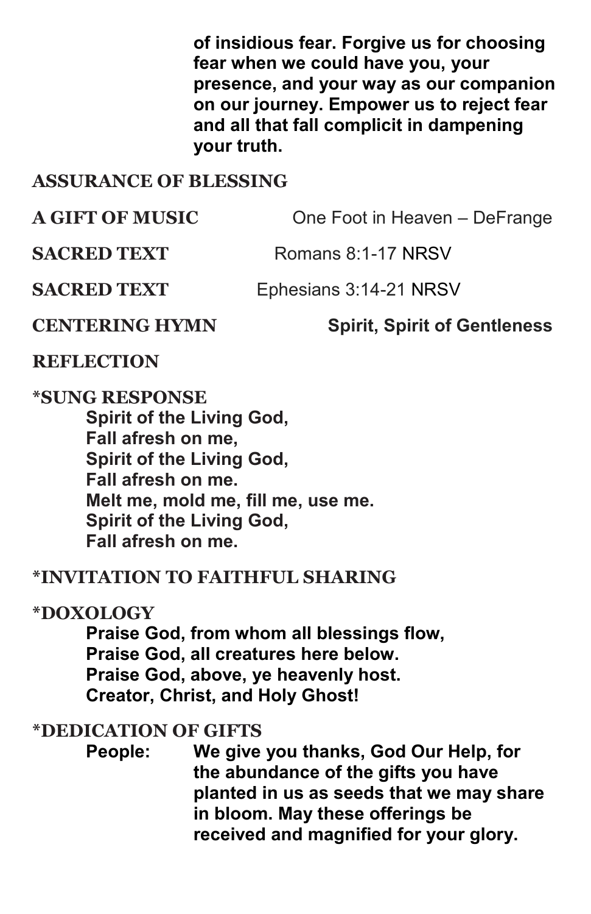**of insidious fear. Forgive us for choosing fear when we could have you, your presence, and your way as our companion on our journey. Empower us to reject fear and all that fall complicit in dampening your truth.**

**ASSURANCE OF BLESSING**

**A GIFT OF MUSIC** One Foot in Heaven – DeFrange

**SACRED TEXT** Romans 8:1-17 NRSV

**SACRED TEXT** Ephesians 3:14-21 NRSV

**CENTERING HYMN** **Spirit, Spirit of Gentleness**

**REFLECTION**

**\*SUNG RESPONSE**

**Spirit of the Living God,**
**Fall afresh on me,**
**Spirit of the Living God,**
**Fall afresh on me.**
**Melt me, mold me, fill me, use me.**
**Spirit of the Living God,**
**Fall afresh on me.**

**\*INVITATION TO FAITHFUL SHARING**

**\*DOXOLOGY**

**Praise God, from whom all blessings flow,**
**Praise God, all creatures here below.**
**Praise God, above, ye heavenly host.**
**Creator, Christ, and Holy Ghost!**

**\*DEDICATION OF GIFTS**

**People:** **We give you thanks, God Our Help, for the abundance of the gifts you have planted in us as seeds that we may share in bloom. May these offerings be received and magnified for your glory.**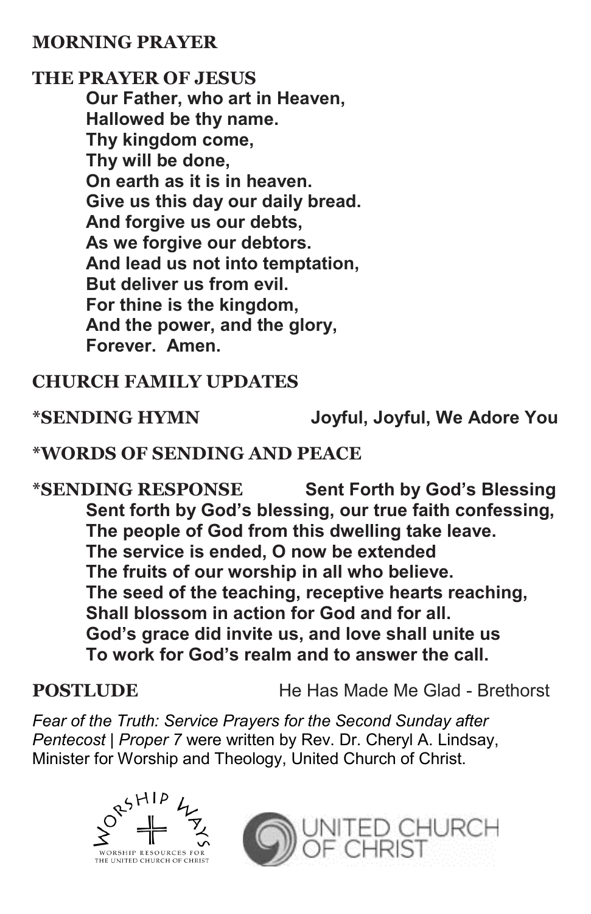**MORNING PRAYER**

**THE PRAYER OF JESUS**

**Our Father, who art in Heaven,**
**Hallowed be thy name.**
**Thy kingdom come,**
**Thy will be done,**
**On earth as it is in heaven.**
**Give us this day our daily bread.**
**And forgive us our debts,**
**As we forgive our debtors.**
**And lead us not into temptation,**
**But deliver us from evil.**
**For thine is the kingdom,**
**And the power, and the glory,**
**Forever. Amen.**

**CHURCH FAMILY UPDATES**

**\*SENDING HYMN** **Joyful, Joyful, We Adore You**

**\*WORDS OF SENDING AND PEACE**

**\*SENDING RESPONSE** **Sent Forth by God's Blessing**

**Sent forth by God's blessing, our true faith confessing,**
**The people of God from this dwelling take leave.**
**The service is ended, O now be extended**
**The fruits of our worship in all who believe.**
**The seed of the teaching, receptive hearts reaching,**
**Shall blossom in action for God and for all.**
**God's grace did invite us, and love shall unite us**
**To work for God's realm and to answer the call.**

**POSTLUDE** He Has Made Me Glad - Brethorst

*Fear of the Truth: Service Prayers for the Second Sunday after Pentecost | Proper 7* were written by Rev. Dr. Cheryl A. Lindsay, Minister for Worship and Theology, United Church of Christ.

WORSHIP WAYS — WORSHIP RESOURCES FOR THE UNITED CHURCH OF CHRIST

UNITED CHURCH OF CHRIST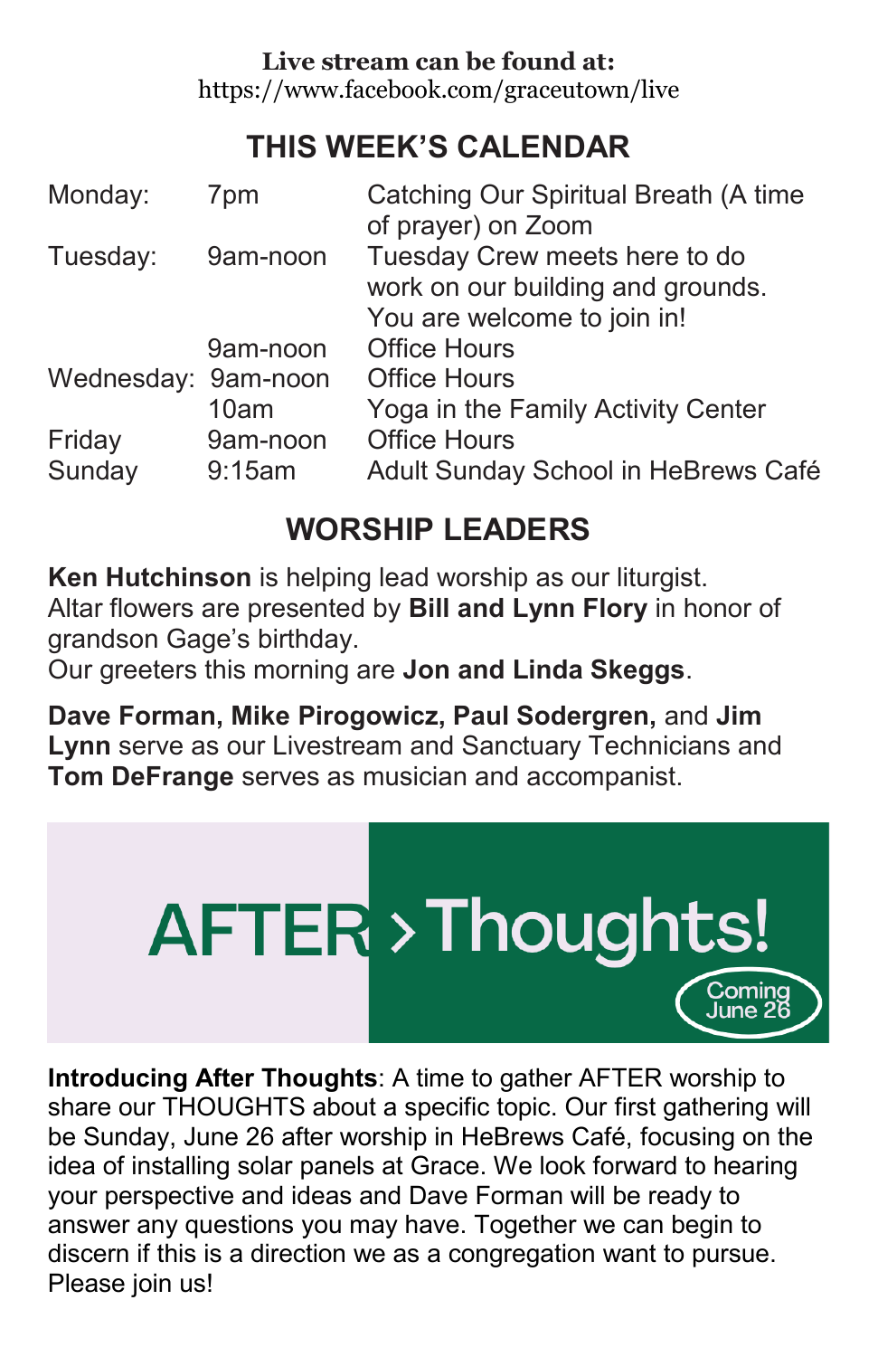**Live stream can be found at:**
https://www.facebook.com/graceutown/live

## THIS WEEK'S CALENDAR

| | | |
|---|---|---|
| Monday: | 7pm | Catching Our Spiritual Breath (A time of prayer) on Zoom |
| Tuesday: | 9am-noon | Tuesday Crew meets here to do work on our building and grounds. You are welcome to join in! |
| | 9am-noon | Office Hours |
| Wednesday: | 9am-noon | Office Hours |
| | 10am | Yoga in the Family Activity Center |
| Friday | 9am-noon | Office Hours |
| Sunday | 9:15am | Adult Sunday School in HeBrews Café |

## WORSHIP LEADERS

**Ken Hutchinson** is helping lead worship as our liturgist.
Altar flowers are presented by **Bill and Lynn Flory** in honor of grandson Gage's birthday.
Our greeters this morning are **Jon and Linda Skeggs**.

**Dave Forman, Mike Pirogowicz, Paul Sodergren,** and **Jim Lynn** serve as our Livestream and Sanctuary Technicians and **Tom DeFrange** serves as musician and accompanist.

AFTER > Thoughts!
Coming June 26

**Introducing After Thoughts**: A time to gather AFTER worship to share our THOUGHTS about a specific topic. Our first gathering will be Sunday, June 26 after worship in HeBrews Café, focusing on the idea of installing solar panels at Grace. We look forward to hearing your perspective and ideas and Dave Forman will be ready to answer any questions you may have. Together we can begin to discern if this is a direction we as a congregation want to pursue. Please join us!